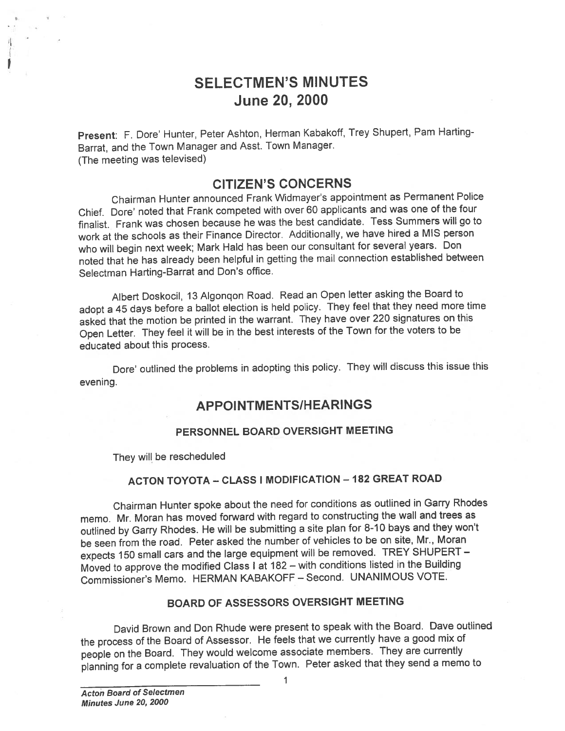# SELECTMEN'S MINUTES
## June 20, 2000

**Present**: F. Dore' Hunter, Peter Ashton, Herman Kabakoff, Trey Shupert, Pam Harting-Barrat, and the Town Manager and Asst. Town Manager.
(The meeting was televised)

## CITIZEN'S CONCERNS

Chairman Hunter announced Frank Widmayer's appointment as Permanent Police Chief. Dore' noted that Frank competed with over 60 applicants and was one of the four finalist. Frank was chosen because he was the best candidate. Tess Summers will go to work at the schools as their Finance Director. Additionally, we have hired a MIS person who will begin next week; Mark Hald has been our consultant for several years. Don noted that he has already been helpful in getting the mail connection established between Selectman Harting-Barrat and Don's office.

Albert Doskocil, 13 Algonqon Road. Read an Open letter asking the Board to adopt a 45 days before a ballot election is held policy. They feel that they need more time asked that the motion be printed in the warrant. They have over 220 signatures on this Open Letter. They feel it will be in the best interests of the Town for the voters to be educated about this process.

Dore' outlined the problems in adopting this policy. They will discuss this issue this evening.

## APPOINTMENTS/HEARINGS

### PERSONNEL BOARD OVERSIGHT MEETING

They will be rescheduled

### ACTON TOYOTA – CLASS I MODIFICATION – 182 GREAT ROAD

Chairman Hunter spoke about the need for conditions as outlined in Garry Rhodes memo. Mr. Moran has moved forward with regard to constructing the wall and trees as outlined by Garry Rhodes. He will be submitting a site plan for 8-10 bays and they won't be seen from the road. Peter asked the number of vehicles to be on site, Mr., Moran expects 150 small cars and the large equipment will be removed. TREY SHUPERT – Moved to approve the modified Class I at 182 – with conditions listed in the Building Commissioner's Memo. HERMAN KABAKOFF – Second. UNANIMOUS VOTE.

### BOARD OF ASSESSORS OVERSIGHT MEETING

David Brown and Don Rhude were present to speak with the Board. Dave outlined the process of the Board of Assessor. He feels that we currently have a good mix of people on the Board. They would welcome associate members. They are currently planning for a complete revaluation of the Town. Peter asked that they send a memo to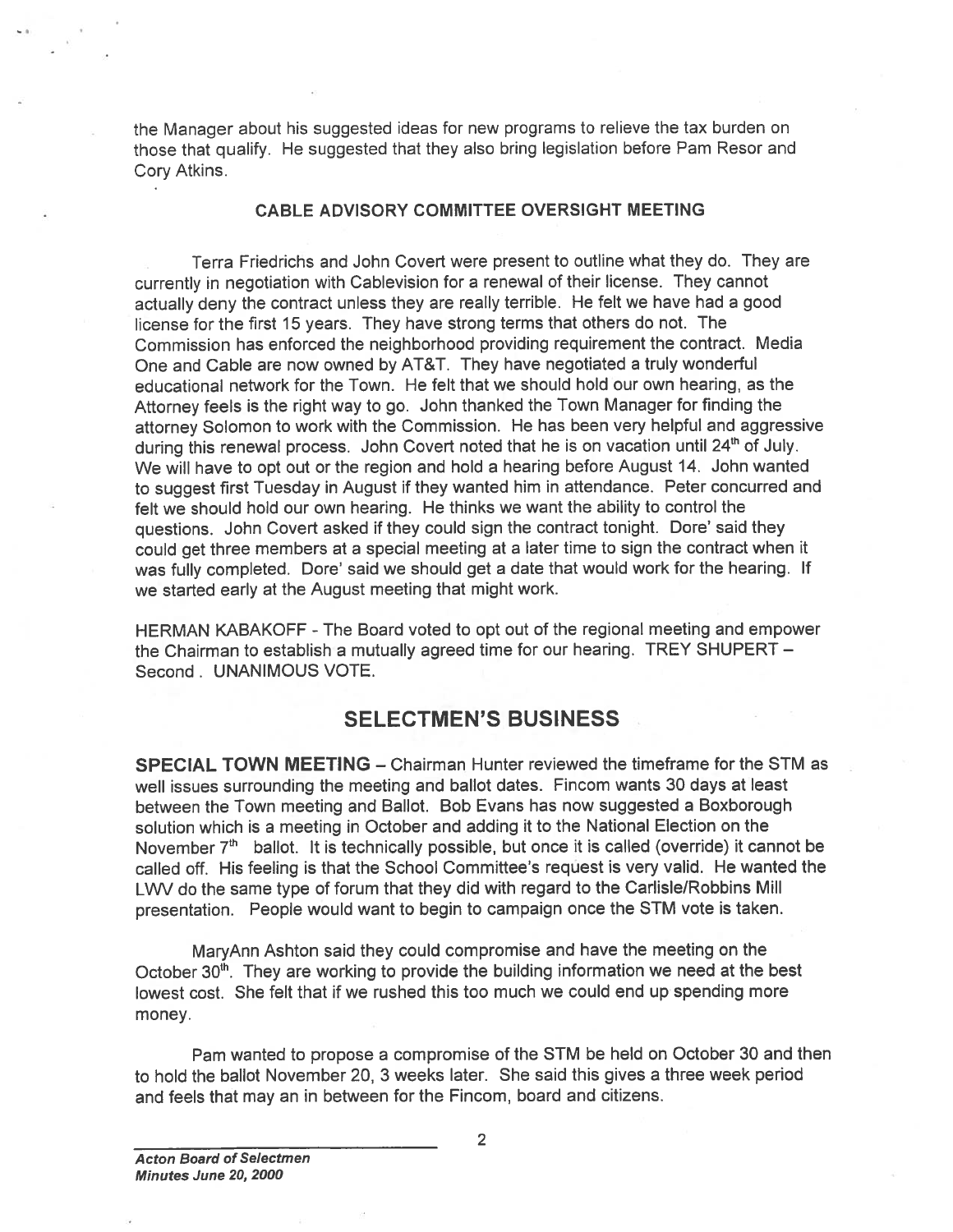the Manager about his suggested ideas for new programs to relieve the tax burden on those that qualify. He suggested that they also bring legislation before Pam Resor and Cory Atkins.

### CABLE ADVISORY COMMITTEE OVERSIGHT MEETING

Terra Friedrichs and John Covert were present to outline what they do. They are currently in negotiation with Cablevision for a renewal of their license. They cannot actually deny the contract unless they are really terrible. He felt we have had a good license for the first 15 years. They have strong terms that others do not. The Commission has enforced the neighborhood providing requirement the contract. Media One and Cable are now owned by AT&T. They have negotiated a truly wonderful educational network for the Town. He felt that we should hold our own hearing, as the Attorney feels is the right way to go. John thanked the Town Manager for finding the attorney Solomon to work with the Commission. He has been very helpful and aggressive during this renewal process. John Covert noted that he is on vacation until 24th of July. We will have to opt out or the region and hold a hearing before August 14. John wanted to suggest first Tuesday in August if they wanted him in attendance. Peter concurred and felt we should hold our own hearing. He thinks we want the ability to control the questions. John Covert asked if they could sign the contract tonight. Dore' said they could get three members at a special meeting at a later time to sign the contract when it was fully completed. Dore' said we should get a date that would work for the hearing. If we started early at the August meeting that might work.

HERMAN KABAKOFF - The Board voted to opt out of the regional meeting and empower the Chairman to establish a mutually agreed time for our hearing. TREY SHUPERT – Second . UNANIMOUS VOTE.

## SELECTMEN'S BUSINESS

**SPECIAL TOWN MEETING** – Chairman Hunter reviewed the timeframe for the STM as well issues surrounding the meeting and ballot dates. Fincom wants 30 days at least between the Town meeting and Ballot. Bob Evans has now suggested a Boxborough solution which is a meeting in October and adding it to the National Election on the November 7th ballot. It is technically possible, but once it is called (override) it cannot be called off. His feeling is that the School Committee's request is very valid. He wanted the LWV do the same type of forum that they did with regard to the Carlisle/Robbins Mill presentation. People would want to begin to campaign once the STM vote is taken.

MaryAnn Ashton said they could compromise and have the meeting on the October 30th. They are working to provide the building information we need at the best lowest cost. She felt that if we rushed this too much we could end up spending more money.

Pam wanted to propose a compromise of the STM be held on October 30 and then to hold the ballot November 20, 3 weeks later. She said this gives a three week period and feels that may an in between for the Fincom, board and citizens.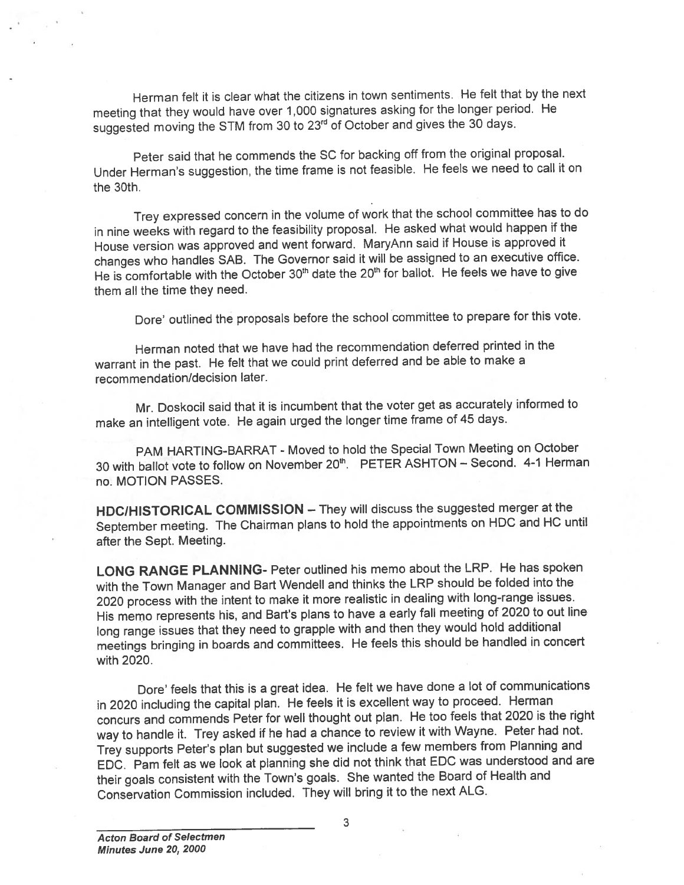Herman felt it is clear what the citizens in town sentiments. He felt that by the next meeting that they would have over 1,000 signatures asking for the longer period. He suggested moving the STM from 30 to 23rd of October and gives the 30 days.

Peter said that he commends the SC for backing off from the original proposal. Under Herman's suggestion, the time frame is not feasible. He feels we need to call it on the 30th.

Trey expressed concern in the volume of work that the school committee has to do in nine weeks with regard to the feasibility proposal. He asked what would happen if the House version was approved and went forward. MaryAnn said if House is approved it changes who handles SAB. The Governor said it will be assigned to an executive office. He is comfortable with the October 30th date the 20th for ballot. He feels we have to give them all the time they need.

Dore' outlined the proposals before the school committee to prepare for this vote.

Herman noted that we have had the recommendation deferred printed in the warrant in the past. He felt that we could print deferred and be able to make a recommendation/decision later.

Mr. Doskocil said that it is incumbent that the voter get as accurately informed to make an intelligent vote. He again urged the longer time frame of 45 days.

PAM HARTING-BARRAT - Moved to hold the Special Town Meeting on October 30 with ballot vote to follow on November 20th. PETER ASHTON – Second. 4-1 Herman no. MOTION PASSES.

**HDC/HISTORICAL COMMISSION** – They will discuss the suggested merger at the September meeting. The Chairman plans to hold the appointments on HDC and HC until after the Sept. Meeting.

**LONG RANGE PLANNING**- Peter outlined his memo about the LRP. He has spoken with the Town Manager and Bart Wendell and thinks the LRP should be folded into the 2020 process with the intent to make it more realistic in dealing with long-range issues. His memo represents his, and Bart's plans to have a early fall meeting of 2020 to out line long range issues that they need to grapple with and then they would hold additional meetings bringing in boards and committees. He feels this should be handled in concert with 2020.

Dore' feels that this is a great idea. He felt we have done a lot of communications in 2020 including the capital plan. He feels it is excellent way to proceed. Herman concurs and commends Peter for well thought out plan. He too feels that 2020 is the right way to handle it. Trey asked if he had a chance to review it with Wayne. Peter had not. Trey supports Peter's plan but suggested we include a few members from Planning and EDC. Pam felt as we look at planning she did not think that EDC was understood and are their goals consistent with the Town's goals. She wanted the Board of Health and Conservation Commission included. They will bring it to the next ALG.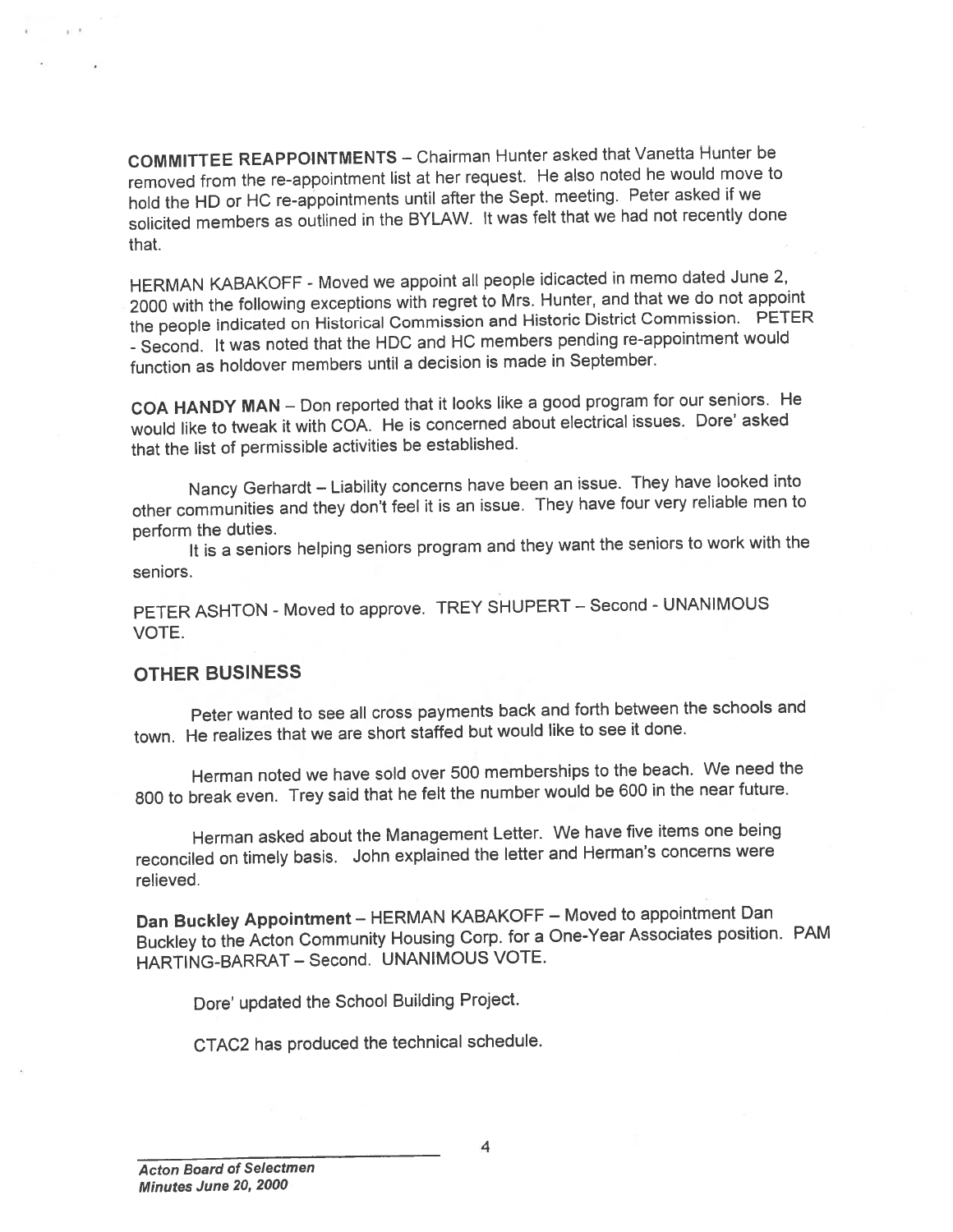**COMMITTEE REAPPOINTMENTS** – Chairman Hunter asked that Vanetta Hunter be removed from the re-appointment list at her request. He also noted he would move to hold the HD or HC re-appointments until after the Sept. meeting. Peter asked if we solicited members as outlined in the BYLAW. It was felt that we had not recently done that.

HERMAN KABAKOFF - Moved we appoint all people idicacted in memo dated June 2, 2000 with the following exceptions with regret to Mrs. Hunter, and that we do not appoint the people indicated on Historical Commission and Historic District Commission. PETER - Second. It was noted that the HDC and HC members pending re-appointment would function as holdover members until a decision is made in September.

**COA HANDY MAN** – Don reported that it looks like a good program for our seniors. He would like to tweak it with COA. He is concerned about electrical issues. Dore' asked that the list of permissible activities be established.

Nancy Gerhardt – Liability concerns have been an issue. They have looked into other communities and they don't feel it is an issue. They have four very reliable men to perform the duties.

It is a seniors helping seniors program and they want the seniors to work with the seniors.

PETER ASHTON - Moved to approve. TREY SHUPERT – Second - UNANIMOUS VOTE.

## OTHER BUSINESS

Peter wanted to see all cross payments back and forth between the schools and town. He realizes that we are short staffed but would like to see it done.

Herman noted we have sold over 500 memberships to the beach. We need the 800 to break even. Trey said that he felt the number would be 600 in the near future.

Herman asked about the Management Letter. We have five items one being reconciled on timely basis. John explained the letter and Herman's concerns were relieved.

**Dan Buckley Appointment** – HERMAN KABAKOFF – Moved to appointment Dan Buckley to the Acton Community Housing Corp. for a One-Year Associates position. PAM HARTING-BARRAT – Second. UNANIMOUS VOTE.

Dore' updated the School Building Project.

CTAC2 has produced the technical schedule.

*Acton Board of Selectmen*
*Minutes June 20, 2000*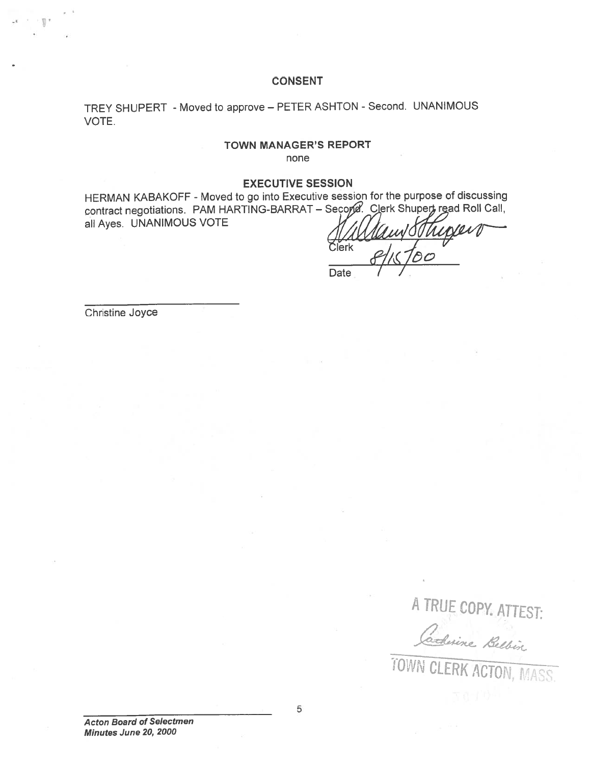## CONSENT

TREY SHUPERT - Moved to approve – PETER ASHTON - Second. UNANIMOUS VOTE.

## TOWN MANAGER'S REPORT

none

## EXECUTIVE SESSION

HERMAN KABAKOFF - Moved to go into Executive session for the purpose of discussing contract negotiations. PAM HARTING-BARRAT – Second. Clerk Shupert read Roll Call, all Ayes. UNANIMOUS VOTE

Clerk

8/15/00
Date

Christine Joyce

A TRUE COPY. ATTEST:

TOWN CLERK ACTON, MASS.

*Acton Board of Selectmen*
*Minutes June 20, 2000*